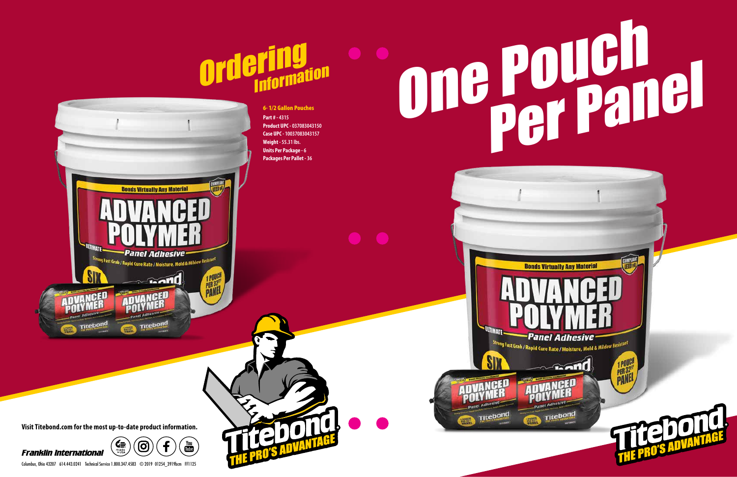# Ordering Information

**6- 1/2 Gallon Pouches**

**Part #** - 4315
**Product UPC** - 037083043150
**Case UPC** - 10037083043157
**Weight** - 55.31 lbs.
**Units Per Package** - 6
**Packages Per Pallet** - 36

**Visit Titebond.com for the most up-to-date product information.**

*Franklin International*

Columbus, Ohio 43207 614.443.0241 Technical Service 1.800.347.4583 © 2019 01254_3919bcm FF1125

# One Pouch Per Panel

Titebond. THE PRO'S ADVANTAGE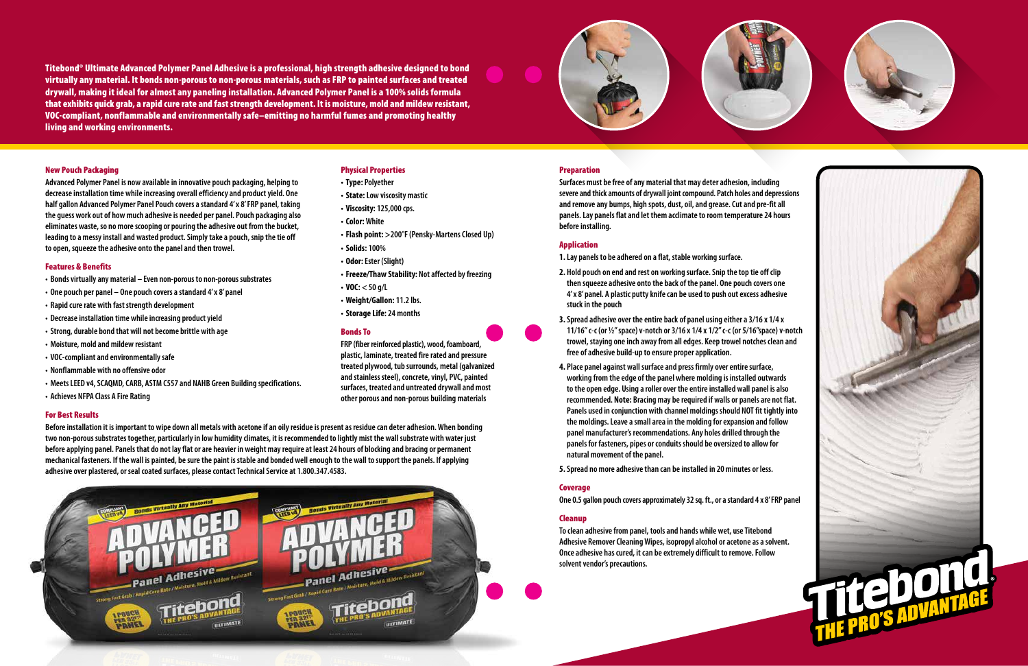**Titebond® Ultimate Advanced Polymer Panel Adhesive is a professional, high strength adhesive designed to bond virtually any material. It bonds non-porous to non-porous materials, such as FRP to painted surfaces and treated drywall, making it ideal for almost any paneling installation. Advanced Polymer Panel is a 100% solids formula that exhibits quick grab, a rapid cure rate and fast strength development. It is moisture, mold and mildew resistant, VOC-compliant, nonflammable and environmentally safe–emitting no harmful fumes and promoting healthy living and working environments.**

## New Pouch Packaging

Advanced Polymer Panel is now available in innovative pouch packaging, helping to decrease installation time while increasing overall efficiency and product yield. One half gallon Advanced Polymer Panel Pouch covers a standard 4' x 8' FRP panel, taking the guess work out of how much adhesive is needed per panel. Pouch packaging also eliminates waste, so no more scooping or pouring the adhesive out from the bucket, leading to a messy install and wasted product. Simply take a pouch, snip the tie off to open, squeeze the adhesive onto the panel and then trowel.

## Features & Benefits

- Bonds virtually any material – Even non-porous to non-porous substrates
- One pouch per panel – One pouch covers a standard 4' x 8' panel
- Rapid cure rate with fast strength development
- Decrease installation time while increasing product yield
- Strong, durable bond that will not become brittle with age
- Moisture, mold and mildew resistant
- VOC-compliant and environmentally safe
- Nonflammable with no offensive odor
- Meets LEED v4, SCAQMD, CARB, ASTM C557 and NAHB Green Building specifications.
- Achieves NFPA Class A Fire Rating

## For Best Results

Before installation it is important to wipe down all metals with acetone if an oily residue is present as residue can deter adhesion. When bonding two non-porous substrates together, particularly in low humidity climates, it is recommended to lightly mist the wall substrate with water just before applying panel. Panels that do not lay flat or are heavier in weight may require at least 24 hours of blocking and bracing or permanent mechanical fasteners. If the wall is painted, be sure the paint is stable and bonded well enough to the wall to support the panels. If applying adhesive over plastered, or seal coated surfaces, please contact Technical Service at 1.800.347.4583.

## Physical Properties

- **Type:** Polyether
- **State:** Low viscosity mastic
- **Viscosity:** 125,000 cps.
- **Color:** White
- **Flash point:** >200°F (Pensky-Martens Closed Up)
- **Solids:** 100%
- **Odor:** Ester (Slight)
- **Freeze/Thaw Stability:** Not affected by freezing
- **VOC:** < 50 g/L
- **Weight/Gallon:** 11.2 lbs.
- **Storage Life:** 24 months

## Bonds To

FRP (fiber reinforced plastic), wood, foamboard, plastic, laminate, treated fire rated and pressure treated plywood, tub surrounds, metal (galvanized and stainless steel), concrete, vinyl, PVC, painted surfaces, treated and untreated drywall and most other porous and non-porous building materials

## Preparation

Surfaces must be free of any material that may deter adhesion, including severe and thick amounts of drywall joint compound. Patch holes and depressions and remove any bumps, high spots, dust, oil, and grease. Cut and pre-fit all panels. Lay panels flat and let them acclimate to room temperature 24 hours before installing.

## Application

1. Lay panels to be adhered on a flat, stable working surface.
2. Hold pouch on end and rest on working surface. Snip the top tie off clip then squeeze adhesive onto the back of the panel. One pouch covers one 4' x 8' panel. A plastic putty knife can be used to push out excess adhesive stuck in the pouch
3. Spread adhesive over the entire back of panel using either a 3/16 x 1/4 x 11/16" c-c (or ½" space) v-notch or 3/16 x 1/4 x 1/2" c-c (or 5/16"space) v-notch trowel, staying one inch away from all edges. Keep trowel notches clean and free of adhesive build-up to ensure proper application.
4. Place panel against wall surface and press firmly over entire surface, working from the edge of the panel where molding is installed outwards to the open edge. Using a roller over the entire installed wall panel is also recommended. **Note:** Bracing may be required if walls or panels are not flat. Panels used in conjunction with channel moldings should NOT fit tightly into the moldings. Leave a small area in the molding for expansion and follow panel manufacturer's recommendations. Any holes drilled through the panels for fasteners, pipes or conduits should be oversized to allow for natural movement of the panel.
5. Spread no more adhesive than can be installed in 20 minutes or less.

## Coverage

One 0.5 gallon pouch covers approximately 32 sq. ft., or a standard 4 x 8' FRP panel

## Cleanup

To clean adhesive from panel, tools and hands while wet, use Titebond Adhesive Remover Cleaning Wipes, isopropyl alcohol or acetone as a solvent. Once adhesive has cured, it can be extremely difficult to remove. Follow solvent vendor's precautions.

Titebond® THE PRO'S ADVANTAGE